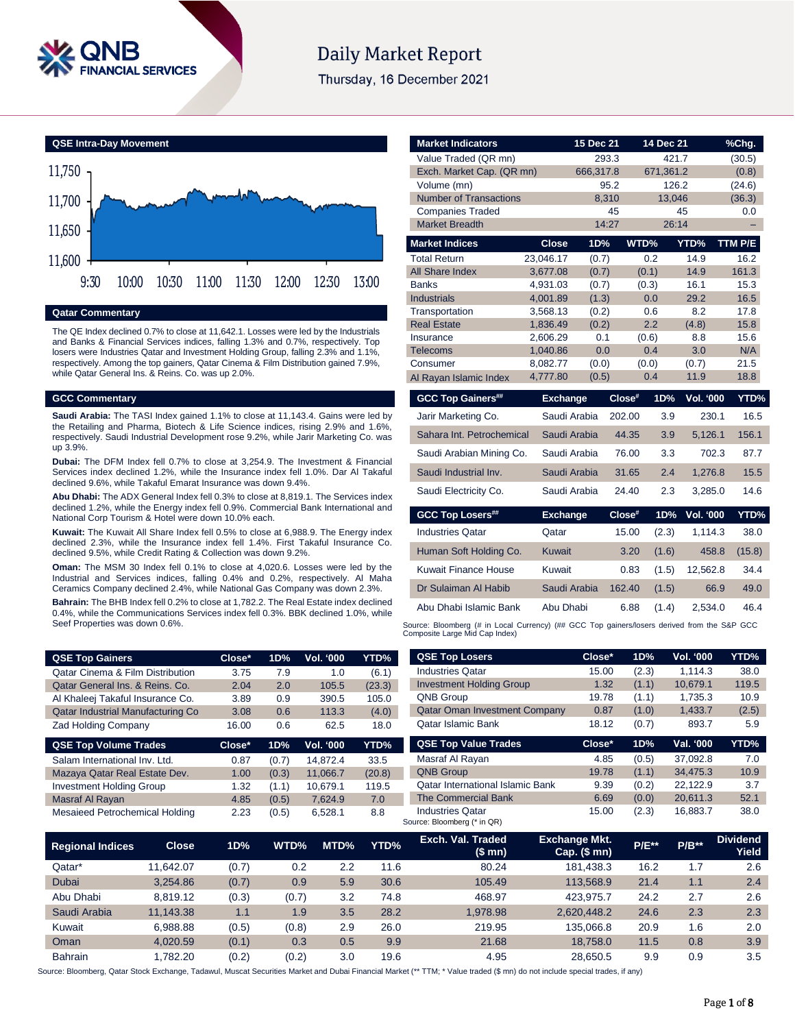# Daily Market Report

Thursday, 16 December 2021

## QSE Intra-Day Movement

## Qatar Commentary

The QE Index declined 0.7% to close at 11,642.1. Losses were led by the Industrials and Banks & Financial Services indices, falling 1.3% and 0.7%, respectively. Top losers were Industries Qatar and Investment Holding Group, falling 2.3% and 1.1%, respectively. Among the top gainers, Qatar Cinema & Film Distribution gained 7.9%, while Qatar General Ins. & Reins. Co. was up 2.0%.

## GCC Commentary

**Saudi Arabia:** The TASI Index gained 1.1% to close at 11,143.4. Gains were led by the Retailing and Pharma, Biotech & Life Science indices, rising 2.9% and 1.6%, respectively. Saudi Industrial Development rose 9.2%, while Jarir Marketing Co. was up 3.9%.

**Dubai:** The DFM Index fell 0.7% to close at 3,254.9. The Investment & Financial Services index declined 1.2%, while the Insurance index fell 1.0%. Dar Al Takaful declined 9.6%, while Takaful Emarat Insurance was down 9.4%.

**Abu Dhabi:** The ADX General Index fell 0.3% to close at 8,819.1. The Services index declined 1.2%, while the Energy index fell 0.9%. Commercial Bank International and National Corp Tourism & Hotel were down 10.0% each.

**Kuwait:** The Kuwait All Share Index fell 0.5% to close at 6,988.9. The Energy index declined 2.3%, while the Insurance index fell 1.4%. First Takaful Insurance Co. declined 9.5%, while Credit Rating & Collection was down 9.2%.

**Oman:** The MSM 30 Index fell 0.1% to close at 4,020.6. Losses were led by the Industrial and Services indices, falling 0.4% and 0.2%, respectively. Al Maha Ceramics Company declined 2.4%, while National Gas Company was down 2.3%.

**Bahrain:** The BHB Index fell 0.2% to close at 1,782.2. The Real Estate index declined 0.4%, while the Communications Services index fell 0.3%. BBK declined 1.0%, while Seef Properties was down 0.6%.

| Market Indicators | 15 Dec 21 | 14 Dec 21 | %Chg. |
|---|---|---|---|
| Value Traded (QR mn) | 293.3 | 421.7 | (30.5) |
| Exch. Market Cap. (QR mn) | 666,317.8 | 671,361.2 | (0.8) |
| Volume (mn) | 95.2 | 126.2 | (24.6) |
| Number of Transactions | 8,310 | 13,046 | (36.3) |
| Companies Traded | 45 | 45 | 0.0 |
| Market Breadth | 14:27 | 26:14 | – |

| Market Indices | Close | 1D% | WTD% | YTD% | TTM P/E |
|---|---|---|---|---|---|
| Total Return | 23,046.17 | (0.7) | 0.2 | 14.9 | 16.2 |
| All Share Index | 3,677.08 | (0.7) | (0.1) | 14.9 | 161.3 |
| Banks | 4,931.03 | (0.7) | (0.3) | 16.1 | 15.3 |
| Industrials | 4,001.89 | (1.3) | 0.0 | 29.2 | 16.5 |
| Transportation | 3,568.13 | (0.2) | 0.6 | 8.2 | 17.8 |
| Real Estate | 1,836.49 | (0.2) | 2.2 | (4.8) | 15.8 |
| Insurance | 2,606.29 | 0.1 | (0.6) | 8.8 | 15.6 |
| Telecoms | 1,040.86 | 0.0 | 0.4 | 3.0 | N/A |
| Consumer | 8,082.77 | (0.0) | (0.0) | (0.7) | 21.5 |
| Al Rayan Islamic Index | 4,777.80 | (0.5) | 0.4 | 11.9 | 18.8 |

| GCC Top Gainers## | Exchange | Close# | 1D% | Vol. '000 | YTD% |
|---|---|---|---|---|---|
| Jarir Marketing Co. | Saudi Arabia | 202.00 | 3.9 | 230.1 | 16.5 |
| Sahara Int. Petrochemical | Saudi Arabia | 44.35 | 3.9 | 5,126.1 | 156.1 |
| Saudi Arabian Mining Co. | Saudi Arabia | 76.00 | 3.3 | 702.3 | 87.7 |
| Saudi Industrial Inv. | Saudi Arabia | 31.65 | 2.4 | 1,276.8 | 15.5 |
| Saudi Electricity Co. | Saudi Arabia | 24.40 | 2.3 | 3,285.0 | 14.6 |

| GCC Top Losers## | Exchange | Close# | 1D% | Vol. '000 | YTD% |
|---|---|---|---|---|---|
| Industries Qatar | Qatar | 15.00 | (2.3) | 1,114.3 | 38.0 |
| Human Soft Holding Co. | Kuwait | 3.20 | (1.6) | 458.8 | (15.8) |
| Kuwait Finance House | Kuwait | 0.83 | (1.5) | 12,562.8 | 34.4 |
| Dr Sulaiman Al Habib | Saudi Arabia | 162.40 | (1.5) | 66.9 | 49.0 |
| Abu Dhabi Islamic Bank | Abu Dhabi | 6.88 | (1.4) | 2,534.0 | 46.4 |

Source: Bloomberg (# in Local Currency) (## GCC Top gainers/losers derived from the S&P GCC Composite Large Mid Cap Index)

| QSE Top Gainers | Close* | 1D% | Vol. '000 | YTD% |
|---|---|---|---|---|
| Qatar Cinema & Film Distribution | 3.75 | 7.9 | 1.0 | (6.1) |
| Qatar General Ins. & Reins. Co. | 2.04 | 2.0 | 105.5 | (23.3) |
| Al Khaleej Takaful Insurance Co. | 3.89 | 0.9 | 390.5 | 105.0 |
| Qatar Industrial Manufacturing Co | 3.08 | 0.6 | 113.3 | (4.0) |
| Zad Holding Company | 16.00 | 0.6 | 62.5 | 18.0 |

| QSE Top Volume Trades | Close* | 1D% | Vol. '000 | YTD% |
|---|---|---|---|---|
| Salam International Inv. Ltd. | 0.87 | (0.7) | 14,872.4 | 33.5 |
| Mazaya Qatar Real Estate Dev. | 1.00 | (0.3) | 11,066.7 | (20.8) |
| Investment Holding Group | 1.32 | (1.1) | 10,679.1 | 119.5 |
| Masraf Al Rayan | 4.85 | (0.5) | 7,624.9 | 7.0 |
| Mesaieed Petrochemical Holding | 2.23 | (0.5) | 6,528.1 | 8.8 |

| QSE Top Losers | Close* | 1D% | Vol. '000 | YTD% |
|---|---|---|---|---|
| Industries Qatar | 15.00 | (2.3) | 1,114.3 | 38.0 |
| Investment Holding Group | 1.32 | (1.1) | 10,679.1 | 119.5 |
| QNB Group | 19.78 | (1.1) | 1,735.3 | 10.9 |
| Qatar Oman Investment Company | 0.87 | (1.0) | 1,433.7 | (2.5) |
| Qatar Islamic Bank | 18.12 | (0.7) | 893.7 | 5.9 |

| QSE Top Value Trades | Close* | 1D% | Val. '000 | YTD% |
|---|---|---|---|---|
| Masraf Al Rayan | 4.85 | (0.5) | 37,092.8 | 7.0 |
| QNB Group | 19.78 | (1.1) | 34,475.3 | 10.9 |
| Qatar International Islamic Bank | 9.39 | (0.2) | 22,122.9 | 3.7 |
| The Commercial Bank | 6.69 | (0.0) | 20,611.3 | 52.1 |
| Industries Qatar | 15.00 | (2.3) | 16,883.7 | 38.0 |

Source: Bloomberg (* in QR)

| Regional Indices | Close | 1D% | WTD% | MTD% | YTD% | Exch. Val. Traded ($ mn) | Exchange Mkt. Cap. ($ mn) | P/E** | P/B** | Dividend Yield |
|---|---|---|---|---|---|---|---|---|---|---|
| Qatar* | 11,642.07 | (0.7) | 0.2 | 2.2 | 11.6 | 80.24 | 181,438.3 | 16.2 | 1.7 | 2.6 |
| Dubai | 3,254.86 | (0.7) | 0.9 | 5.9 | 30.6 | 105.49 | 113,568.9 | 21.4 | 1.1 | 2.4 |
| Abu Dhabi | 8,819.12 | (0.3) | (0.7) | 3.2 | 74.8 | 468.97 | 423,975.7 | 24.2 | 2.7 | 2.6 |
| Saudi Arabia | 11,143.38 | 1.1 | 1.9 | 3.5 | 28.2 | 1,978.98 | 2,620,448.2 | 24.6 | 2.3 | 2.3 |
| Kuwait | 6,988.88 | (0.5) | (0.8) | 2.9 | 26.0 | 219.95 | 135,066.8 | 20.9 | 1.6 | 2.0 |
| Oman | 4,020.59 | (0.1) | 0.3 | 0.5 | 9.9 | 21.68 | 18,758.0 | 11.5 | 0.8 | 3.9 |
| Bahrain | 1,782.20 | (0.2) | (0.2) | 3.0 | 19.6 | 4.95 | 28,650.5 | 9.9 | 0.9 | 3.5 |

Source: Bloomberg, Qatar Stock Exchange, Tadawul, Muscat Securities Market and Dubai Financial Market (** TTM; * Value traded ($ mn) do not include special trades, if any)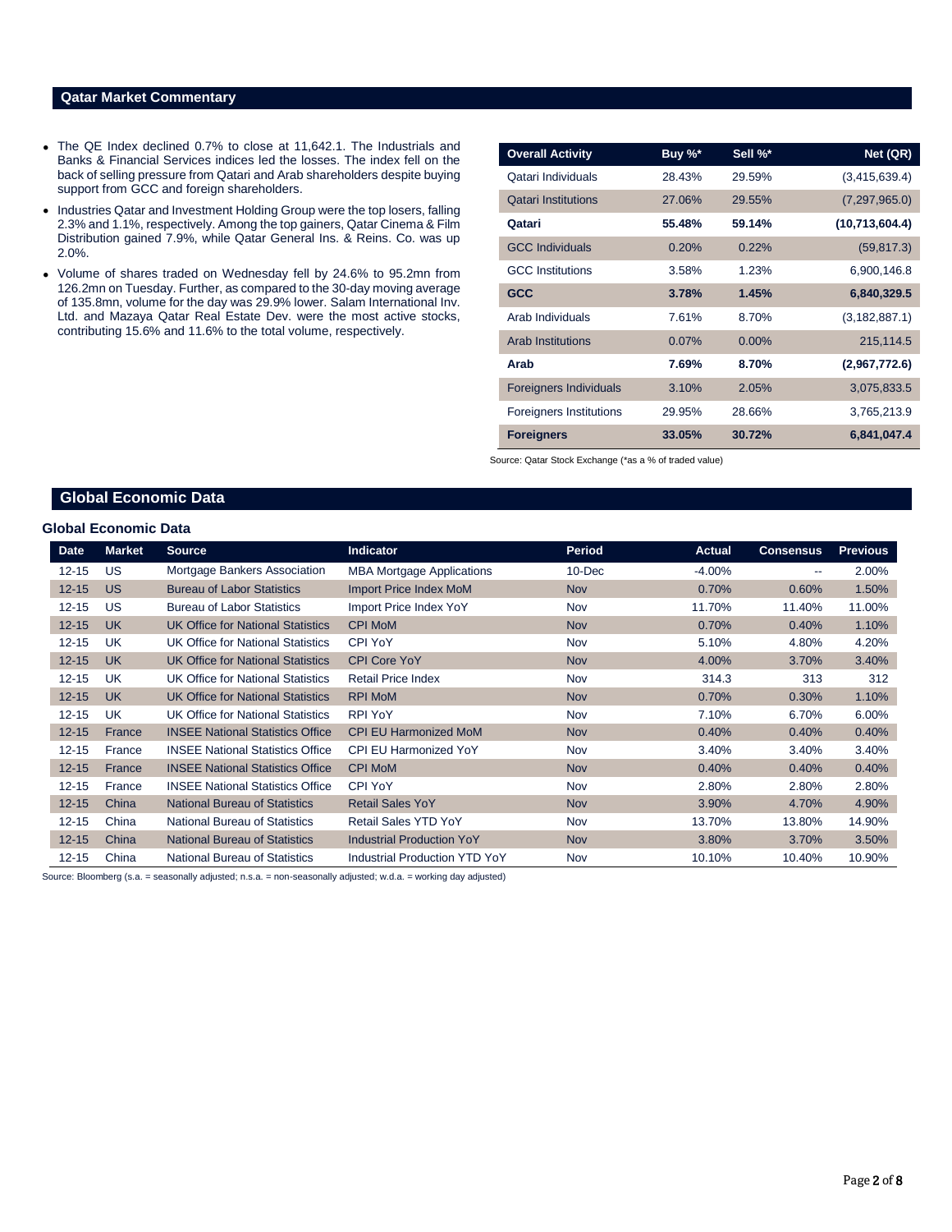## Qatar Market Commentary

- The QE Index declined 0.7% to close at 11,642.1. The Industrials and Banks & Financial Services indices led the losses. The index fell on the back of selling pressure from Qatari and Arab shareholders despite buying support from GCC and foreign shareholders.
- Industries Qatar and Investment Holding Group were the top losers, falling 2.3% and 1.1%, respectively. Among the top gainers, Qatar Cinema & Film Distribution gained 7.9%, while Qatar General Ins. & Reins. Co. was up 2.0%.
- Volume of shares traded on Wednesday fell by 24.6% to 95.2mn from 126.2mn on Tuesday. Further, as compared to the 30-day moving average of 135.8mn, volume for the day was 29.9% lower. Salam International Inv. Ltd. and Mazaya Qatar Real Estate Dev. were the most active stocks, contributing 15.6% and 11.6% to the total volume, respectively.

| Overall Activity | Buy %* | Sell %* | Net (QR) |
|---|---|---|---|
| Qatari Individuals | 28.43% | 29.59% | (3,415,639.4) |
| Qatari Institutions | 27.06% | 29.55% | (7,297,965.0) |
| **Qatari** | **55.48%** | **59.14%** | **(10,713,604.4)** |
| GCC Individuals | 0.20% | 0.22% | (59,817.3) |
| GCC Institutions | 3.58% | 1.23% | 6,900,146.8 |
| **GCC** | **3.78%** | **1.45%** | **6,840,329.5** |
| Arab Individuals | 7.61% | 8.70% | (3,182,887.1) |
| Arab Institutions | 0.07% | 0.00% | 215,114.5 |
| **Arab** | **7.69%** | **8.70%** | **(2,967,772.6)** |
| Foreigners Individuals | 3.10% | 2.05% | 3,075,833.5 |
| Foreigners Institutions | 29.95% | 28.66% | 3,765,213.9 |
| **Foreigners** | **33.05%** | **30.72%** | **6,841,047.4** |

Source: Qatar Stock Exchange (*as a % of traded value)

## Global Economic Data

### Global Economic Data

| Date | Market | Source | Indicator | Period | Actual | Consensus | Previous |
|---|---|---|---|---|---|---|---|
| 12-15 | US | Mortgage Bankers Association | MBA Mortgage Applications | 10-Dec | -4.00% | -- | 2.00% |
| 12-15 | US | Bureau of Labor Statistics | Import Price Index MoM | Nov | 0.70% | 0.60% | 1.50% |
| 12-15 | US | Bureau of Labor Statistics | Import Price Index YoY | Nov | 11.70% | 11.40% | 11.00% |
| 12-15 | UK | UK Office for National Statistics | CPI MoM | Nov | 0.70% | 0.40% | 1.10% |
| 12-15 | UK | UK Office for National Statistics | CPI YoY | Nov | 5.10% | 4.80% | 4.20% |
| 12-15 | UK | UK Office for National Statistics | CPI Core YoY | Nov | 4.00% | 3.70% | 3.40% |
| 12-15 | UK | UK Office for National Statistics | Retail Price Index | Nov | 314.3 | 313 | 312 |
| 12-15 | UK | UK Office for National Statistics | RPI MoM | Nov | 0.70% | 0.30% | 1.10% |
| 12-15 | UK | UK Office for National Statistics | RPI YoY | Nov | 7.10% | 6.70% | 6.00% |
| 12-15 | France | INSEE National Statistics Office | CPI EU Harmonized MoM | Nov | 0.40% | 0.40% | 0.40% |
| 12-15 | France | INSEE National Statistics Office | CPI EU Harmonized YoY | Nov | 3.40% | 3.40% | 3.40% |
| 12-15 | France | INSEE National Statistics Office | CPI MoM | Nov | 0.40% | 0.40% | 0.40% |
| 12-15 | France | INSEE National Statistics Office | CPI YoY | Nov | 2.80% | 2.80% | 2.80% |
| 12-15 | China | National Bureau of Statistics | Retail Sales YoY | Nov | 3.90% | 4.70% | 4.90% |
| 12-15 | China | National Bureau of Statistics | Retail Sales YTD YoY | Nov | 13.70% | 13.80% | 14.90% |
| 12-15 | China | National Bureau of Statistics | Industrial Production YoY | Nov | 3.80% | 3.70% | 3.50% |
| 12-15 | China | National Bureau of Statistics | Industrial Production YTD YoY | Nov | 10.10% | 10.40% | 10.90% |

Source: Bloomberg (s.a. = seasonally adjusted; n.s.a. = non-seasonally adjusted; w.d.a. = working day adjusted)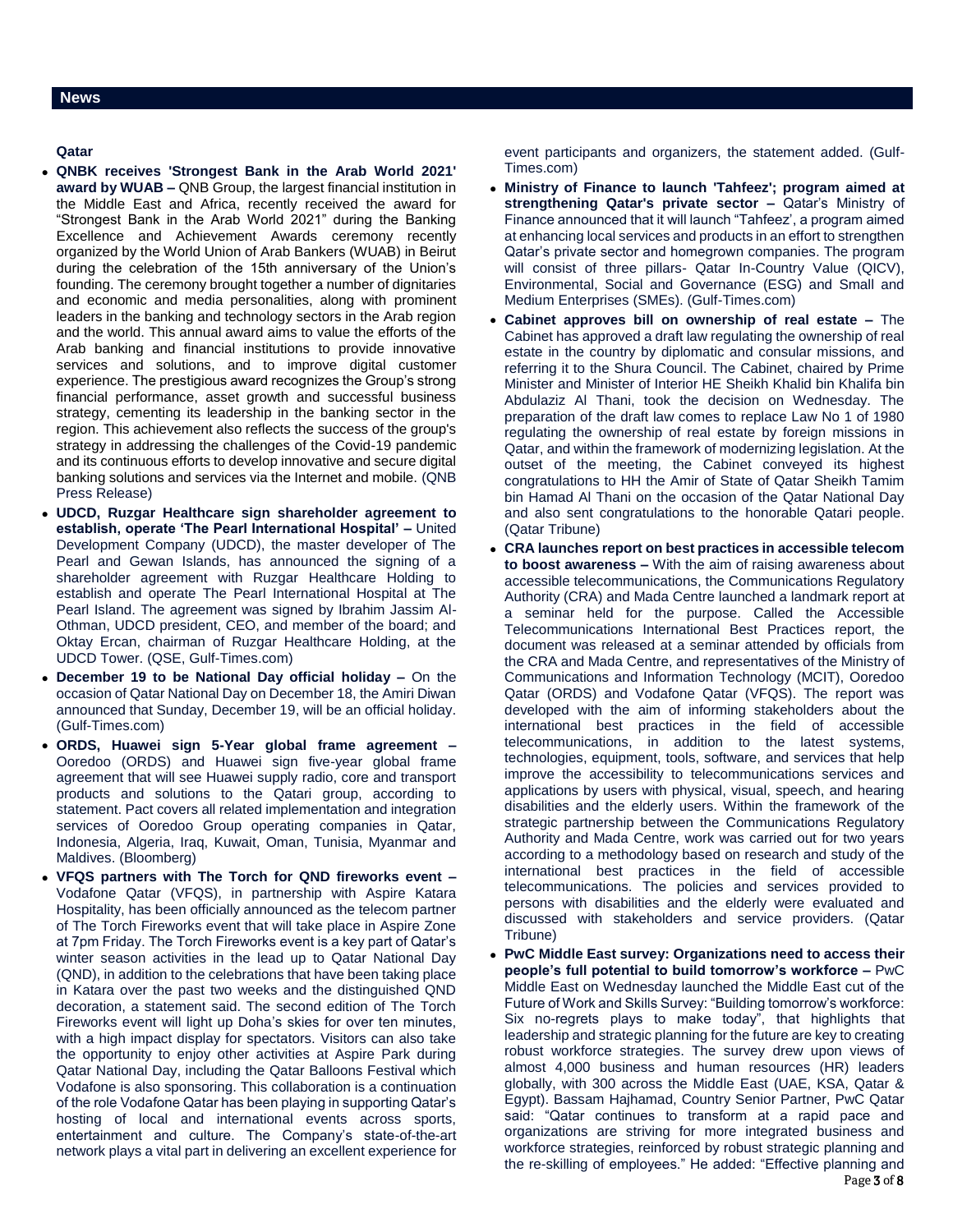## News

### Qatar

- **QNBK receives 'Strongest Bank in the Arab World 2021' award by WUAB –** QNB Group, the largest financial institution in the Middle East and Africa, recently received the award for "Strongest Bank in the Arab World 2021" during the Banking Excellence and Achievement Awards ceremony recently organized by the World Union of Arab Bankers (WUAB) in Beirut during the celebration of the 15th anniversary of the Union's founding. The ceremony brought together a number of dignitaries and economic and media personalities, along with prominent leaders in the banking and technology sectors in the Arab region and the world. This annual award aims to value the efforts of the Arab banking and financial institutions to provide innovative services and solutions, and to improve digital customer experience. The prestigious award recognizes the Group's strong financial performance, asset growth and successful business strategy, cementing its leadership in the banking sector in the region. This achievement also reflects the success of the group's strategy in addressing the challenges of the Covid-19 pandemic and its continuous efforts to develop innovative and secure digital banking solutions and services via the Internet and mobile. (QNB Press Release)
- **UDCD, Ruzgar Healthcare sign shareholder agreement to establish, operate 'The Pearl International Hospital' –** United Development Company (UDCD), the master developer of The Pearl and Gewan Islands, has announced the signing of a shareholder agreement with Ruzgar Healthcare Holding to establish and operate The Pearl International Hospital at The Pearl Island. The agreement was signed by Ibrahim Jassim Al-Othman, UDCD president, CEO, and member of the board; and Oktay Ercan, chairman of Ruzgar Healthcare Holding, at the UDCD Tower. (QSE, Gulf-Times.com)
- **December 19 to be National Day official holiday –** On the occasion of Qatar National Day on December 18, the Amiri Diwan announced that Sunday, December 19, will be an official holiday. (Gulf-Times.com)
- **ORDS, Huawei sign 5-Year global frame agreement –** Ooredoo (ORDS) and Huawei sign five-year global frame agreement that will see Huawei supply radio, core and transport products and solutions to the Qatari group, according to statement. Pact covers all related implementation and integration services of Ooredoo Group operating companies in Qatar, Indonesia, Algeria, Iraq, Kuwait, Oman, Tunisia, Myanmar and Maldives. (Bloomberg)
- **VFQS partners with The Torch for QND fireworks event –** Vodafone Qatar (VFQS), in partnership with Aspire Katara Hospitality, has been officially announced as the telecom partner of The Torch Fireworks event that will take place in Aspire Zone at 7pm Friday. The Torch Fireworks event is a key part of Qatar's winter season activities in the lead up to Qatar National Day (QND), in addition to the celebrations that have been taking place in Katara over the past two weeks and the distinguished QND decoration, a statement said. The second edition of The Torch Fireworks event will light up Doha's skies for over ten minutes, with a high impact display for spectators. Visitors can also take the opportunity to enjoy other activities at Aspire Park during Qatar National Day, including the Qatar Balloons Festival which Vodafone is also sponsoring. This collaboration is a continuation of the role Vodafone Qatar has been playing in supporting Qatar's hosting of local and international events across sports, entertainment and culture. The Company's state-of-the-art network plays a vital part in delivering an excellent experience for event participants and organizers, the statement added. (Gulf-Times.com)
- **Ministry of Finance to launch 'Tahfeez'; program aimed at strengthening Qatar's private sector –** Qatar's Ministry of Finance announced that it will launch "Tahfeez', a program aimed at enhancing local services and products in an effort to strengthen Qatar's private sector and homegrown companies. The program will consist of three pillars- Qatar In-Country Value (QICV), Environmental, Social and Governance (ESG) and Small and Medium Enterprises (SMEs). (Gulf-Times.com)
- **Cabinet approves bill on ownership of real estate –** The Cabinet has approved a draft law regulating the ownership of real estate in the country by diplomatic and consular missions, and referring it to the Shura Council. The Cabinet, chaired by Prime Minister and Minister of Interior HE Sheikh Khalid bin Khalifa bin Abdulaziz Al Thani, took the decision on Wednesday. The preparation of the draft law comes to replace Law No 1 of 1980 regulating the ownership of real estate by foreign missions in Qatar, and within the framework of modernizing legislation. At the outset of the meeting, the Cabinet conveyed its highest congratulations to HH the Amir of State of Qatar Sheikh Tamim bin Hamad Al Thani on the occasion of the Qatar National Day and also sent congratulations to the honorable Qatari people. (Qatar Tribune)
- **CRA launches report on best practices in accessible telecom to boost awareness –** With the aim of raising awareness about accessible telecommunications, the Communications Regulatory Authority (CRA) and Mada Centre launched a landmark report at a seminar held for the purpose. Called the Accessible Telecommunications International Best Practices report, the document was released at a seminar attended by officials from the CRA and Mada Centre, and representatives of the Ministry of Communications and Information Technology (MCIT), Ooredoo Qatar (ORDS) and Vodafone Qatar (VFQS). The report was developed with the aim of informing stakeholders about the international best practices in the field of accessible telecommunications, in addition to the latest systems, technologies, equipment, tools, software, and services that help improve the accessibility to telecommunications services and applications by users with physical, visual, speech, and hearing disabilities and the elderly users. Within the framework of the strategic partnership between the Communications Regulatory Authority and Mada Centre, work was carried out for two years according to a methodology based on research and study of the international best practices in the field of accessible telecommunications. The policies and services provided to persons with disabilities and the elderly were evaluated and discussed with stakeholders and service providers. (Qatar Tribune)
- **PwC Middle East survey: Organizations need to access their people's full potential to build tomorrow's workforce –** PwC Middle East on Wednesday launched the Middle East cut of the Future of Work and Skills Survey: "Building tomorrow's workforce: Six no-regrets plays to make today", that highlights that leadership and strategic planning for the future are key to creating robust workforce strategies. The survey drew upon views of almost 4,000 business and human resources (HR) leaders globally, with 300 across the Middle East (UAE, KSA, Qatar & Egypt). Bassam Hajhamad, Country Senior Partner, PwC Qatar said: "Qatar continues to transform at a rapid pace and organizations are striving for more integrated business and workforce strategies, reinforced by robust strategic planning and the re-skilling of employees." He added: "Effective planning and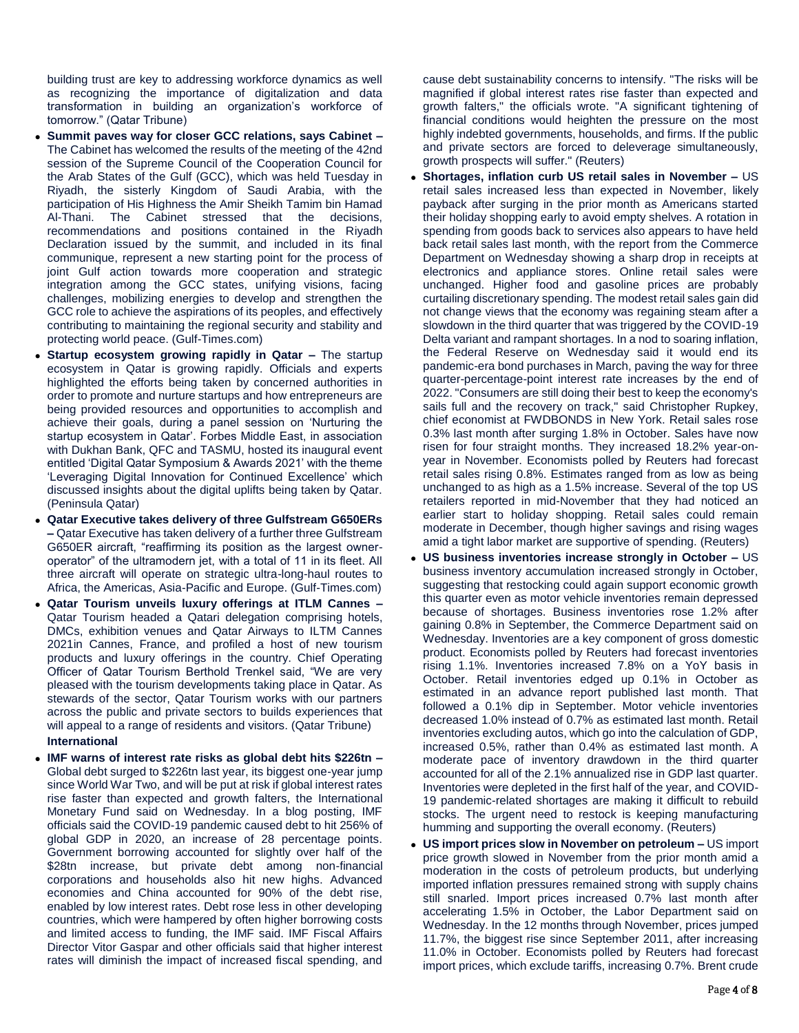building trust are key to addressing workforce dynamics as well as recognizing the importance of digitalization and data transformation in building an organization's workforce of tomorrow." (Qatar Tribune)

- **Summit paves way for closer GCC relations, says Cabinet –** The Cabinet has welcomed the results of the meeting of the 42nd session of the Supreme Council of the Cooperation Council for the Arab States of the Gulf (GCC), which was held Tuesday in Riyadh, the sisterly Kingdom of Saudi Arabia, with the participation of His Highness the Amir Sheikh Tamim bin Hamad Al-Thani. The Cabinet stressed that the decisions, recommendations and positions contained in the Riyadh Declaration issued by the summit, and included in its final communique, represent a new starting point for the process of joint Gulf action towards more cooperation and strategic integration among the GCC states, unifying visions, facing challenges, mobilizing energies to develop and strengthen the GCC role to achieve the aspirations of its peoples, and effectively contributing to maintaining the regional security and stability and protecting world peace. (Gulf-Times.com)
- **Startup ecosystem growing rapidly in Qatar –** The startup ecosystem in Qatar is growing rapidly. Officials and experts highlighted the efforts being taken by concerned authorities in order to promote and nurture startups and how entrepreneurs are being provided resources and opportunities to accomplish and achieve their goals, during a panel session on 'Nurturing the startup ecosystem in Qatar'. Forbes Middle East, in association with Dukhan Bank, QFC and TASMU, hosted its inaugural event entitled 'Digital Qatar Symposium & Awards 2021' with the theme 'Leveraging Digital Innovation for Continued Excellence' which discussed insights about the digital uplifts being taken by Qatar. (Peninsula Qatar)
- **Qatar Executive takes delivery of three Gulfstream G650ERs –** Qatar Executive has taken delivery of a further three Gulfstream G650ER aircraft, "reaffirming its position as the largest owner-operator" of the ultramodern jet, with a total of 11 in its fleet. All three aircraft will operate on strategic ultra-long-haul routes to Africa, the Americas, Asia-Pacific and Europe. (Gulf-Times.com)
- **Qatar Tourism unveils luxury offerings at ITLM Cannes –** Qatar Tourism headed a Qatari delegation comprising hotels, DMCs, exhibition venues and Qatar Airways to ILTM Cannes 2021in Cannes, France, and profiled a host of new tourism products and luxury offerings in the country. Chief Operating Officer of Qatar Tourism Berthold Trenkel said, "We are very pleased with the tourism developments taking place in Qatar. As stewards of the sector, Qatar Tourism works with our partners across the public and private sectors to builds experiences that will appeal to a range of residents and visitors. (Qatar Tribune)

**International**

- **IMF warns of interest rate risks as global debt hits \$226tn –** Global debt surged to \$226tn last year, its biggest one-year jump since World War Two, and will be put at risk if global interest rates rise faster than expected and growth falters, the International Monetary Fund said on Wednesday. In a blog posting, IMF officials said the COVID-19 pandemic caused debt to hit 256% of global GDP in 2020, an increase of 28 percentage points. Government borrowing accounted for slightly over half of the \$28tn increase, but private debt among non-financial corporations and households also hit new highs. Advanced economies and China accounted for 90% of the debt rise, enabled by low interest rates. Debt rose less in other developing countries, which were hampered by often higher borrowing costs and limited access to funding, the IMF said. IMF Fiscal Affairs Director Vitor Gaspar and other officials said that higher interest rates will diminish the impact of increased fiscal spending, and cause debt sustainability concerns to intensify. "The risks will be magnified if global interest rates rise faster than expected and growth falters," the officials wrote. "A significant tightening of financial conditions would heighten the pressure on the most highly indebted governments, households, and firms. If the public and private sectors are forced to deleverage simultaneously, growth prospects will suffer." (Reuters)
- **Shortages, inflation curb US retail sales in November –** US retail sales increased less than expected in November, likely payback after surging in the prior month as Americans started their holiday shopping early to avoid empty shelves. A rotation in spending from goods back to services also appears to have held back retail sales last month, with the report from the Commerce Department on Wednesday showing a sharp drop in receipts at electronics and appliance stores. Online retail sales were unchanged. Higher food and gasoline prices are probably curtailing discretionary spending. The modest retail sales gain did not change views that the economy was regaining steam after a slowdown in the third quarter that was triggered by the COVID-19 Delta variant and rampant shortages. In a nod to soaring inflation, the Federal Reserve on Wednesday said it would end its pandemic-era bond purchases in March, paving the way for three quarter-percentage-point interest rate increases by the end of 2022. "Consumers are still doing their best to keep the economy's sails full and the recovery on track," said Christopher Rupkey, chief economist at FWDBONDS in New York. Retail sales rose 0.3% last month after surging 1.8% in October. Sales have now risen for four straight months. They increased 18.2% year-on-year in November. Economists polled by Reuters had forecast retail sales rising 0.8%. Estimates ranged from as low as being unchanged to as high as a 1.5% increase. Several of the top US retailers reported in mid-November that they had noticed an earlier start to holiday shopping. Retail sales could remain moderate in December, though higher savings and rising wages amid a tight labor market are supportive of spending. (Reuters)
- **US business inventories increase strongly in October –** US business inventory accumulation increased strongly in October, suggesting that restocking could again support economic growth this quarter even as motor vehicle inventories remain depressed because of shortages. Business inventories rose 1.2% after gaining 0.8% in September, the Commerce Department said on Wednesday. Inventories are a key component of gross domestic product. Economists polled by Reuters had forecast inventories rising 1.1%. Inventories increased 7.8% on a YoY basis in October. Retail inventories edged up 0.1% in October as estimated in an advance report published last month. That followed a 0.1% dip in September. Motor vehicle inventories decreased 1.0% instead of 0.7% as estimated last month. Retail inventories excluding autos, which go into the calculation of GDP, increased 0.5%, rather than 0.4% as estimated last month. A moderate pace of inventory drawdown in the third quarter accounted for all of the 2.1% annualized rise in GDP last quarter. Inventories were depleted in the first half of the year, and COVID-19 pandemic-related shortages are making it difficult to rebuild stocks. The urgent need to restock is keeping manufacturing humming and supporting the overall economy. (Reuters)
- **US import prices slow in November on petroleum –** US import price growth slowed in November from the prior month amid a moderation in the costs of petroleum products, but underlying imported inflation pressures remained strong with supply chains still snarled. Import prices increased 0.7% last month after accelerating 1.5% in October, the Labor Department said on Wednesday. In the 12 months through November, prices jumped 11.7%, the biggest rise since September 2011, after increasing 11.0% in October. Economists polled by Reuters had forecast import prices, which exclude tariffs, increasing 0.7%. Brent crude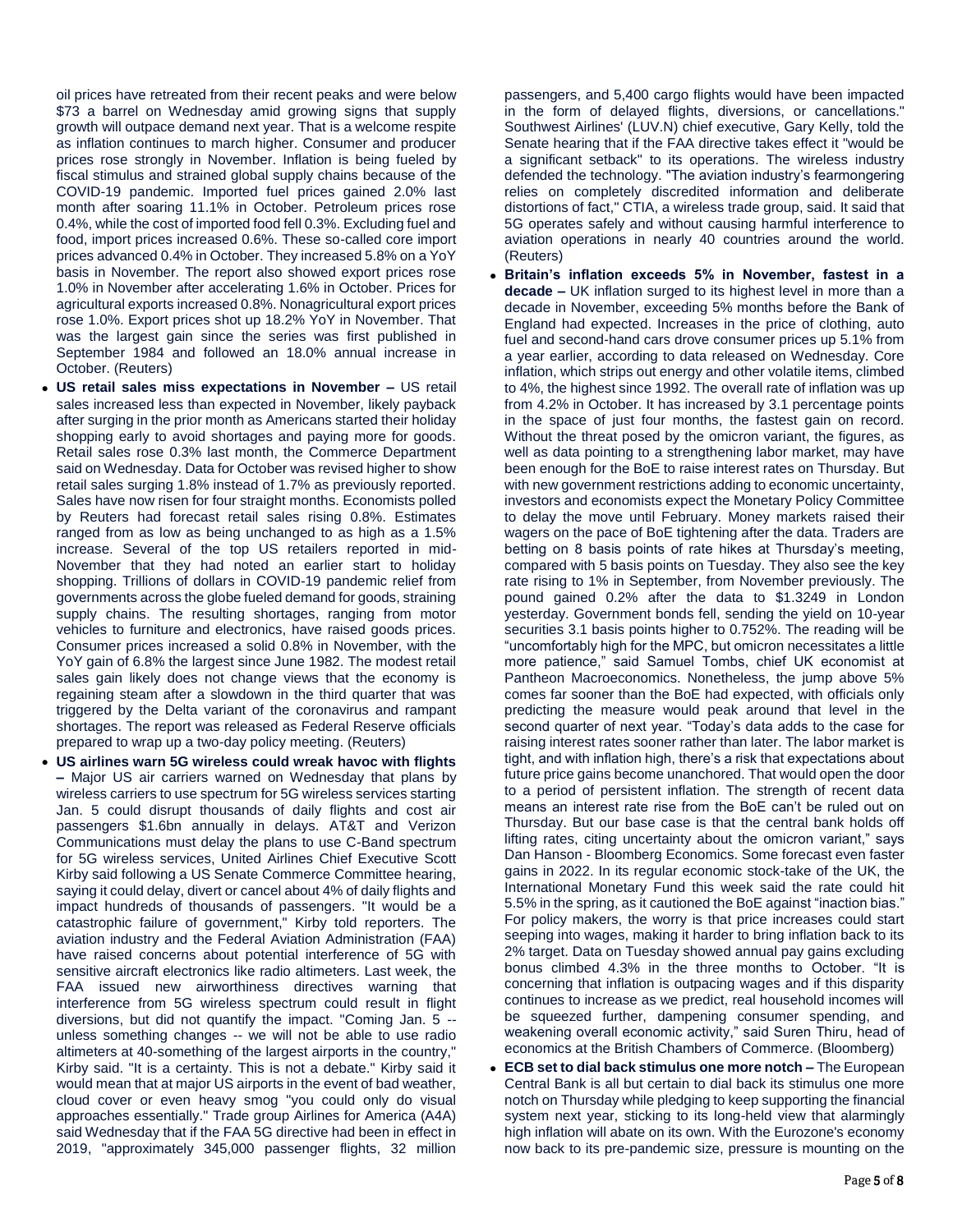oil prices have retreated from their recent peaks and were below $73 a barrel on Wednesday amid growing signs that supply growth will outpace demand next year. That is a welcome respite as inflation continues to march higher. Consumer and producer prices rose strongly in November. Inflation is being fueled by fiscal stimulus and strained global supply chains because of the COVID-19 pandemic. Imported fuel prices gained 2.0% last month after soaring 11.1% in October. Petroleum prices rose 0.4%, while the cost of imported food fell 0.3%. Excluding fuel and food, import prices increased 0.6%. These so-called core import prices advanced 0.4% in October. They increased 5.8% on a YoY basis in November. The report also showed export prices rose 1.0% in November after accelerating 1.6% in October. Prices for agricultural exports increased 0.8%. Nonagricultural export prices rose 1.0%. Export prices shot up 18.2% YoY in November. That was the largest gain since the series was first published in September 1984 and followed an 18.0% annual increase in October. (Reuters)

- **US retail sales miss expectations in November –** US retail sales increased less than expected in November, likely payback after surging in the prior month as Americans started their holiday shopping early to avoid shortages and paying more for goods. Retail sales rose 0.3% last month, the Commerce Department said on Wednesday. Data for October was revised higher to show retail sales surging 1.8% instead of 1.7% as previously reported. Sales have now risen for four straight months. Economists polled by Reuters had forecast retail sales rising 0.8%. Estimates ranged from as low as being unchanged to as high as a 1.5% increase. Several of the top US retailers reported in mid-November that they had noted an earlier start to holiday shopping. Trillions of dollars in COVID-19 pandemic relief from governments across the globe fueled demand for goods, straining supply chains. The resulting shortages, ranging from motor vehicles to furniture and electronics, have raised goods prices. Consumer prices increased a solid 0.8% in November, with the YoY gain of 6.8% the largest since June 1982. The modest retail sales gain likely does not change views that the economy is regaining steam after a slowdown in the third quarter that was triggered by the Delta variant of the coronavirus and rampant shortages. The report was released as Federal Reserve officials prepared to wrap up a two-day policy meeting. (Reuters)
- **US airlines warn 5G wireless could wreak havoc with flights –** Major US air carriers warned on Wednesday that plans by wireless carriers to use spectrum for 5G wireless services starting Jan. 5 could disrupt thousands of daily flights and cost air passengers $1.6bn annually in delays. AT&T and Verizon Communications must delay the plans to use C-Band spectrum for 5G wireless services, United Airlines Chief Executive Scott Kirby said following a US Senate Commerce Committee hearing, saying it could delay, divert or cancel about 4% of daily flights and impact hundreds of thousands of passengers. "It would be a catastrophic failure of government," Kirby told reporters. The aviation industry and the Federal Aviation Administration (FAA) have raised concerns about potential interference of 5G with sensitive aircraft electronics like radio altimeters. Last week, the FAA issued new airworthiness directives warning that interference from 5G wireless spectrum could result in flight diversions, but did not quantify the impact. "Coming Jan. 5 -- unless something changes -- we will not be able to use radio altimeters at 40-something of the largest airports in the country," Kirby said. "It is a certainty. This is not a debate." Kirby said it would mean that at major US airports in the event of bad weather, cloud cover or even heavy smog "you could only do visual approaches essentially." Trade group Airlines for America (A4A) said Wednesday that if the FAA 5G directive had been in effect in 2019, "approximately 345,000 passenger flights, 32 million passengers, and 5,400 cargo flights would have been impacted in the form of delayed flights, diversions, or cancellations." Southwest Airlines' (LUV.N) chief executive, Gary Kelly, told the Senate hearing that if the FAA directive takes effect it "would be a significant setback" to its operations. The wireless industry defended the technology. "The aviation industry's fearmongering relies on completely discredited information and deliberate distortions of fact," CTIA, a wireless trade group, said. It said that 5G operates safely and without causing harmful interference to aviation operations in nearly 40 countries around the world. (Reuters)
- **Britain's inflation exceeds 5% in November, fastest in a decade –** UK inflation surged to its highest level in more than a decade in November, exceeding 5% months before the Bank of England had expected. Increases in the price of clothing, auto fuel and second-hand cars drove consumer prices up 5.1% from a year earlier, according to data released on Wednesday. Core inflation, which strips out energy and other volatile items, climbed to 4%, the highest since 1992. The overall rate of inflation was up from 4.2% in October. It has increased by 3.1 percentage points in the space of just four months, the fastest gain on record. Without the threat posed by the omicron variant, the figures, as well as data pointing to a strengthening labor market, may have been enough for the BoE to raise interest rates on Thursday. But with new government restrictions adding to economic uncertainty, investors and economists expect the Monetary Policy Committee to delay the move until February. Money markets raised their wagers on the pace of BoE tightening after the data. Traders are betting on 8 basis points of rate hikes at Thursday's meeting, compared with 5 basis points on Tuesday. They also see the key rate rising to 1% in September, from November previously. The pound gained 0.2% after the data to $1.3249 in London yesterday. Government bonds fell, sending the yield on 10-year securities 3.1 basis points higher to 0.752%. The reading will be "uncomfortably high for the MPC, but omicron necessitates a little more patience," said Samuel Tombs, chief UK economist at Pantheon Macroeconomics. Nonetheless, the jump above 5% comes far sooner than the BoE had expected, with officials only predicting the measure would peak around that level in the second quarter of next year. "Today's data adds to the case for raising interest rates sooner rather than later. The labor market is tight, and with inflation high, there's a risk that expectations about future price gains become unanchored. That would open the door to a period of persistent inflation. The strength of recent data means an interest rate rise from the BoE can't be ruled out on Thursday. But our base case is that the central bank holds off lifting rates, citing uncertainty about the omicron variant," says Dan Hanson - Bloomberg Economics. Some forecast even faster gains in 2022. In its regular economic stock-take of the UK, the International Monetary Fund this week said the rate could hit 5.5% in the spring, as it cautioned the BoE against "inaction bias." For policy makers, the worry is that price increases could start seeping into wages, making it harder to bring inflation back to its 2% target. Data on Tuesday showed annual pay gains excluding bonus climbed 4.3% in the three months to October. "It is concerning that inflation is outpacing wages and if this disparity continues to increase as we predict, real household incomes will be squeezed further, dampening consumer spending, and weakening overall economic activity," said Suren Thiru, head of economics at the British Chambers of Commerce. (Bloomberg)
- **ECB set to dial back stimulus one more notch –** The European Central Bank is all but certain to dial back its stimulus one more notch on Thursday while pledging to keep supporting the financial system next year, sticking to its long-held view that alarmingly high inflation will abate on its own. With the Eurozone's economy now back to its pre-pandemic size, pressure is mounting on the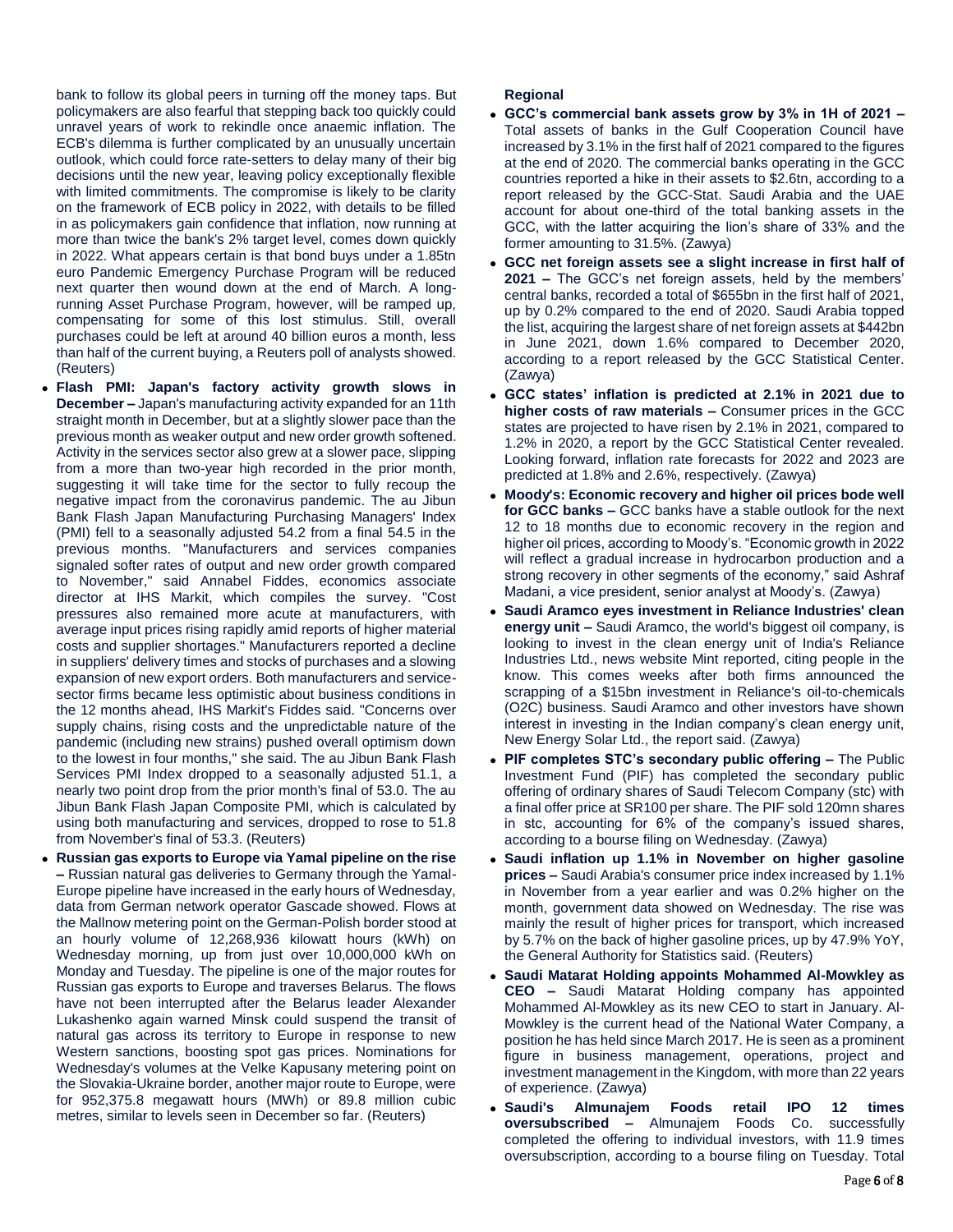bank to follow its global peers in turning off the money taps. But policymakers are also fearful that stepping back too quickly could unravel years of work to rekindle once anaemic inflation. The ECB's dilemma is further complicated by an unusually uncertain outlook, which could force rate-setters to delay many of their big decisions until the new year, leaving policy exceptionally flexible with limited commitments. The compromise is likely to be clarity on the framework of ECB policy in 2022, with details to be filled in as policymakers gain confidence that inflation, now running at more than twice the bank's 2% target level, comes down quickly in 2022. What appears certain is that bond buys under a 1.85tn euro Pandemic Emergency Purchase Program will be reduced next quarter then wound down at the end of March. A long-running Asset Purchase Program, however, will be ramped up, compensating for some of this lost stimulus. Still, overall purchases could be left at around 40 billion euros a month, less than half of the current buying, a Reuters poll of analysts showed. (Reuters)

- **Flash PMI: Japan's factory activity growth slows in December –** Japan's manufacturing activity expanded for an 11th straight month in December, but at a slightly slower pace than the previous month as weaker output and new order growth softened. Activity in the services sector also grew at a slower pace, slipping from a more than two-year high recorded in the prior month, suggesting it will take time for the sector to fully recoup the negative impact from the coronavirus pandemic. The au Jibun Bank Flash Japan Manufacturing Purchasing Managers' Index (PMI) fell to a seasonally adjusted 54.2 from a final 54.5 in the previous months. "Manufacturers and services companies signaled softer rates of output and new order growth compared to November," said Annabel Fiddes, economics associate director at IHS Markit, which compiles the survey. "Cost pressures also remained more acute at manufacturers, with average input prices rising rapidly amid reports of higher material costs and supplier shortages." Manufacturers reported a decline in suppliers' delivery times and stocks of purchases and a slowing expansion of new export orders. Both manufacturers and service-sector firms became less optimistic about business conditions in the 12 months ahead, IHS Markit's Fiddes said. "Concerns over supply chains, rising costs and the unpredictable nature of the pandemic (including new strains) pushed overall optimism down to the lowest in four months," she said. The au Jibun Bank Flash Services PMI Index dropped to a seasonally adjusted 51.1, a nearly two point drop from the prior month's final of 53.0. The au Jibun Bank Flash Japan Composite PMI, which is calculated by using both manufacturing and services, dropped to rose to 51.8 from November's final of 53.3. (Reuters)
- **Russian gas exports to Europe via Yamal pipeline on the rise –** Russian natural gas deliveries to Germany through the Yamal-Europe pipeline have increased in the early hours of Wednesday, data from German network operator Gascade showed. Flows at the Mallnow metering point on the German-Polish border stood at an hourly volume of 12,268,936 kilowatt hours (kWh) on Wednesday morning, up from just over 10,000,000 kWh on Monday and Tuesday. The pipeline is one of the major routes for Russian gas exports to Europe and traverses Belarus. The flows have not been interrupted after the Belarus leader Alexander Lukashenko again warned Minsk could suspend the transit of natural gas across its territory to Europe in response to new Western sanctions, boosting spot gas prices. Nominations for Wednesday's volumes at the Velke Kapusany metering point on the Slovakia-Ukraine border, another major route to Europe, were for 952,375.8 megawatt hours (MWh) or 89.8 million cubic metres, similar to levels seen in December so far. (Reuters)

**Regional**

- **GCC's commercial bank assets grow by 3% in 1H of 2021 –** Total assets of banks in the Gulf Cooperation Council have increased by 3.1% in the first half of 2021 compared to the figures at the end of 2020. The commercial banks operating in the GCC countries reported a hike in their assets to $2.6tn, according to a report released by the GCC-Stat. Saudi Arabia and the UAE account for about one-third of the total banking assets in the GCC, with the latter acquiring the lion's share of 33% and the former amounting to 31.5%. (Zawya)
- **GCC net foreign assets see a slight increase in first half of 2021 –** The GCC's net foreign assets, held by the members' central banks, recorded a total of $655bn in the first half of 2021, up by 0.2% compared to the end of 2020. Saudi Arabia topped the list, acquiring the largest share of net foreign assets at $442bn in June 2021, down 1.6% compared to December 2020, according to a report released by the GCC Statistical Center. (Zawya)
- **GCC states' inflation is predicted at 2.1% in 2021 due to higher costs of raw materials –** Consumer prices in the GCC states are projected to have risen by 2.1% in 2021, compared to 1.2% in 2020, a report by the GCC Statistical Center revealed. Looking forward, inflation rate forecasts for 2022 and 2023 are predicted at 1.8% and 2.6%, respectively. (Zawya)
- **Moody's: Economic recovery and higher oil prices bode well for GCC banks –** GCC banks have a stable outlook for the next 12 to 18 months due to economic recovery in the region and higher oil prices, according to Moody's. "Economic growth in 2022 will reflect a gradual increase in hydrocarbon production and a strong recovery in other segments of the economy," said Ashraf Madani, a vice president, senior analyst at Moody's. (Zawya)
- **Saudi Aramco eyes investment in Reliance Industries' clean energy unit –** Saudi Aramco, the world's biggest oil company, is looking to invest in the clean energy unit of India's Reliance Industries Ltd., news website Mint reported, citing people in the know. This comes weeks after both firms announced the scrapping of a $15bn investment in Reliance's oil-to-chemicals (O2C) business. Saudi Aramco and other investors have shown interest in investing in the Indian company's clean energy unit, New Energy Solar Ltd., the report said. (Zawya)
- **PIF completes STC's secondary public offering –** The Public Investment Fund (PIF) has completed the secondary public offering of ordinary shares of Saudi Telecom Company (stc) with a final offer price at SR100 per share. The PIF sold 120mn shares in stc, accounting for 6% of the company's issued shares, according to a bourse filing on Wednesday. (Zawya)
- **Saudi inflation up 1.1% in November on higher gasoline prices –** Saudi Arabia's consumer price index increased by 1.1% in November from a year earlier and was 0.2% higher on the month, government data showed on Wednesday. The rise was mainly the result of higher prices for transport, which increased by 5.7% on the back of higher gasoline prices, up by 47.9% YoY, the General Authority for Statistics said. (Reuters)
- **Saudi Matarat Holding appoints Mohammed Al-Mowkley as CEO –** Saudi Matarat Holding company has appointed Mohammed Al-Mowkley as its new CEO to start in January. Al-Mowkley is the current head of the National Water Company, a position he has held since March 2017. He is seen as a prominent figure in business management, operations, project and investment management in the Kingdom, with more than 22 years of experience. (Zawya)
- **Saudi's Almunajem Foods retail IPO 12 times oversubscribed –** Almunajem Foods Co. successfully completed the offering to individual investors, with 11.9 times oversubscription, according to a bourse filing on Tuesday. Total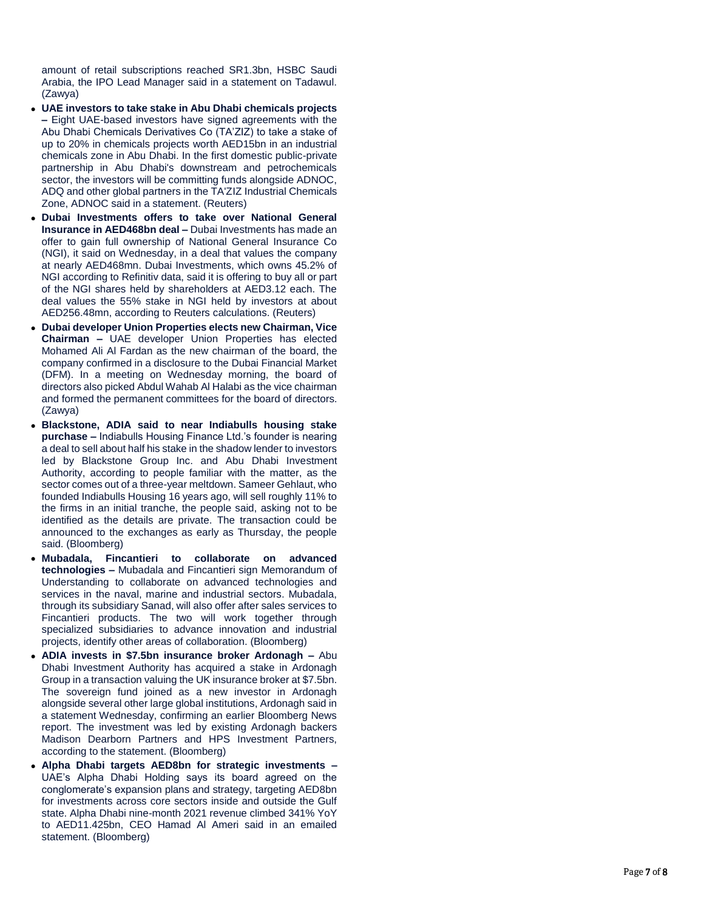amount of retail subscriptions reached SR1.3bn, HSBC Saudi Arabia, the IPO Lead Manager said in a statement on Tadawul. (Zawya)

- **UAE investors to take stake in Abu Dhabi chemicals projects –** Eight UAE-based investors have signed agreements with the Abu Dhabi Chemicals Derivatives Co (TA'ZIZ) to take a stake of up to 20% in chemicals projects worth AED15bn in an industrial chemicals zone in Abu Dhabi. In the first domestic public-private partnership in Abu Dhabi's downstream and petrochemicals sector, the investors will be committing funds alongside ADNOC, ADQ and other global partners in the TA'ZIZ Industrial Chemicals Zone, ADNOC said in a statement. (Reuters)
- **Dubai Investments offers to take over National General Insurance in AED468bn deal –** Dubai Investments has made an offer to gain full ownership of National General Insurance Co (NGI), it said on Wednesday, in a deal that values the company at nearly AED468mn. Dubai Investments, which owns 45.2% of NGI according to Refinitiv data, said it is offering to buy all or part of the NGI shares held by shareholders at AED3.12 each. The deal values the 55% stake in NGI held by investors at about AED256.48mn, according to Reuters calculations. (Reuters)
- **Dubai developer Union Properties elects new Chairman, Vice Chairman –** UAE developer Union Properties has elected Mohamed Ali Al Fardan as the new chairman of the board, the company confirmed in a disclosure to the Dubai Financial Market (DFM). In a meeting on Wednesday morning, the board of directors also picked Abdul Wahab Al Halabi as the vice chairman and formed the permanent committees for the board of directors. (Zawya)
- **Blackstone, ADIA said to near Indiabulls housing stake purchase –** Indiabulls Housing Finance Ltd.'s founder is nearing a deal to sell about half his stake in the shadow lender to investors led by Blackstone Group Inc. and Abu Dhabi Investment Authority, according to people familiar with the matter, as the sector comes out of a three-year meltdown. Sameer Gehlaut, who founded Indiabulls Housing 16 years ago, will sell roughly 11% to the firms in an initial tranche, the people said, asking not to be identified as the details are private. The transaction could be announced to the exchanges as early as Thursday, the people said. (Bloomberg)
- **Mubadala, Fincantieri to collaborate on advanced technologies –** Mubadala and Fincantieri sign Memorandum of Understanding to collaborate on advanced technologies and services in the naval, marine and industrial sectors. Mubadala, through its subsidiary Sanad, will also offer after sales services to Fincantieri products. The two will work together through specialized subsidiaries to advance innovation and industrial projects, identify other areas of collaboration. (Bloomberg)
- **ADIA invests in $7.5bn insurance broker Ardonagh –** Abu Dhabi Investment Authority has acquired a stake in Ardonagh Group in a transaction valuing the UK insurance broker at $7.5bn. The sovereign fund joined as a new investor in Ardonagh alongside several other large global institutions, Ardonagh said in a statement Wednesday, confirming an earlier Bloomberg News report. The investment was led by existing Ardonagh backers Madison Dearborn Partners and HPS Investment Partners, according to the statement. (Bloomberg)
- **Alpha Dhabi targets AED8bn for strategic investments –** UAE's Alpha Dhabi Holding says its board agreed on the conglomerate's expansion plans and strategy, targeting AED8bn for investments across core sectors inside and outside the Gulf state. Alpha Dhabi nine-month 2021 revenue climbed 341% YoY to AED11.425bn, CEO Hamad Al Ameri said in an emailed statement. (Bloomberg)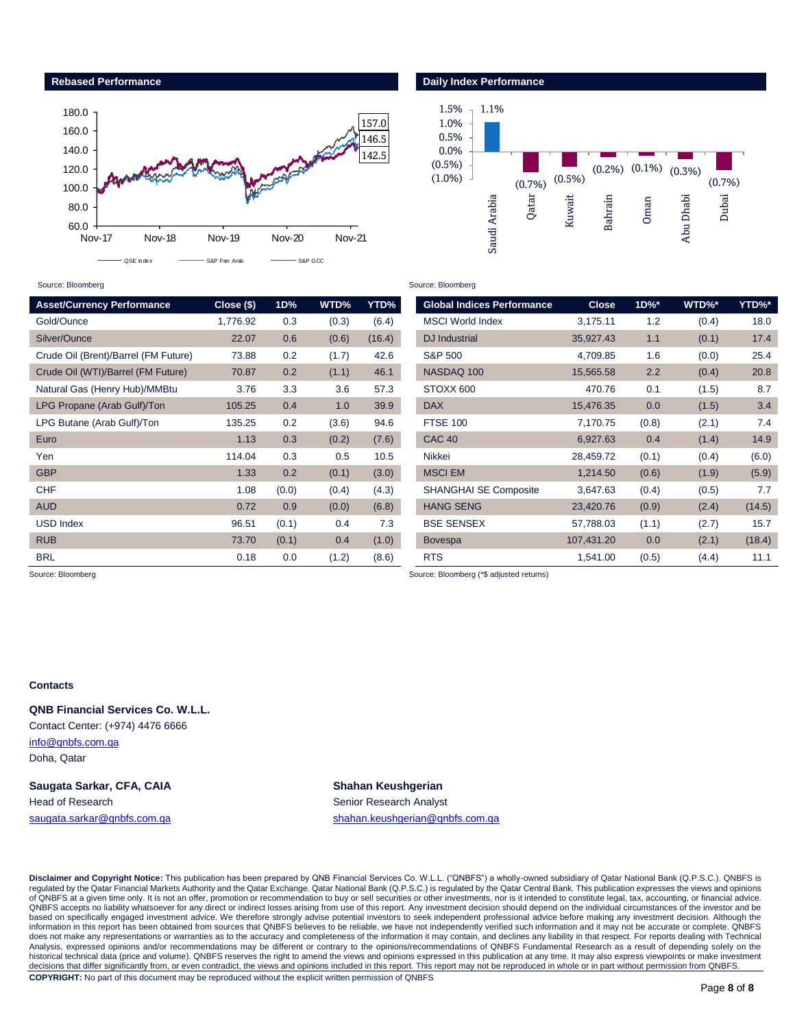### Rebased Performance

180.0
160.0
140.0
120.0
100.0
80.0
60.0

Nov-17 Nov-18 Nov-19 Nov-20 Nov-21

157.0
146.5
142.5

QSE Index — S&P Pan Arab — S&P GCC

Source: Bloomberg

### Daily Index Performance

1.5%
1.0%
0.5%
0.0%
(0.5%)
(1.0%)

1.1% (0.7%) (0.5%) (0.2%) (0.1%) (0.3%) (0.7%)

Saudi Arabia Qatar Kuwait Bahrain Oman Abu Dhabi Dubai

Source: Bloomberg

| Asset/Currency Performance | Close ($) | 1D% | WTD% | YTD% |
|---|---|---|---|---|
| Gold/Ounce | 1,776.92 | 0.3 | (0.3) | (6.4) |
| Silver/Ounce | 22.07 | 0.6 | (0.6) | (16.4) |
| Crude Oil (Brent)/Barrel (FM Future) | 73.88 | 0.2 | (1.7) | 42.6 |
| Crude Oil (WTI)/Barrel (FM Future) | 70.87 | 0.2 | (1.1) | 46.1 |
| Natural Gas (Henry Hub)/MMBtu | 3.76 | 3.3 | 3.6 | 57.3 |
| LPG Propane (Arab Gulf)/Ton | 105.25 | 0.4 | 1.0 | 39.9 |
| LPG Butane (Arab Gulf)/Ton | 135.25 | 0.2 | (3.6) | 94.6 |
| Euro | 1.13 | 0.3 | (0.2) | (7.6) |
| Yen | 114.04 | 0.3 | 0.5 | 10.5 |
| GBP | 1.33 | 0.2 | (0.1) | (3.0) |
| CHF | 1.08 | (0.0) | (0.4) | (4.3) |
| AUD | 0.72 | 0.9 | (0.0) | (6.8) |
| USD Index | 96.51 | (0.1) | 0.4 | 7.3 |
| RUB | 73.70 | (0.1) | 0.4 | (1.0) |
| BRL | 0.18 | 0.0 | (1.2) | (8.6) |

Source: Bloomberg

| Global Indices Performance | Close | 1D%* | WTD%* | YTD%* |
|---|---|---|---|---|
| MSCI World Index | 3,175.11 | 1.2 | (0.4) | 18.0 |
| DJ Industrial | 35,927.43 | 1.1 | (0.1) | 17.4 |
| S&P 500 | 4,709.85 | 1.6 | (0.0) | 25.4 |
| NASDAQ 100 | 15,565.58 | 2.2 | (0.4) | 20.8 |
| STOXX 600 | 470.76 | 0.1 | (1.5) | 8.7 |
| DAX | 15,476.35 | 0.0 | (1.5) | 3.4 |
| FTSE 100 | 7,170.75 | (0.8) | (2.1) | 7.4 |
| CAC 40 | 6,927.63 | 0.4 | (1.4) | 14.9 |
| Nikkei | 28,459.72 | (0.1) | (0.4) | (6.0) |
| MSCI EM | 1,214.50 | (0.6) | (1.9) | (5.9) |
| SHANGHAI SE Composite | 3,647.63 | (0.4) | (0.5) | 7.7 |
| HANG SENG | 23,420.76 | (0.9) | (2.4) | (14.5) |
| BSE SENSEX | 57,788.03 | (1.1) | (2.7) | 15.7 |
| Bovespa | 107,431.20 | 0.0 | (2.1) | (18.4) |
| RTS | 1,541.00 | (0.5) | (4.4) | 11.1 |

Source: Bloomberg (*$ adjusted returns)

**Contacts**

**QNB Financial Services Co. W.L.L.**
Contact Center: (+974) 4476 6666
info@qnbfs.com.qa
Doha, Qatar

**Saugata Sarkar, CFA, CAIA**
Head of Research
saugata.sarkar@qnbfs.com.qa

**Shahan Keushgerian**
Senior Research Analyst
shahan.keushgerian@qnbfs.com.qa

**Disclaimer and Copyright Notice:** This publication has been prepared by QNB Financial Services Co. W.L.L. ("QNBFS") a wholly-owned subsidiary of Qatar National Bank (Q.P.S.C.). QNBFS is regulated by the Qatar Financial Markets Authority and the Qatar Exchange. Qatar National Bank (Q.P.S.C.) is regulated by the Qatar Central Bank. This publication expresses the views and opinions of QNBFS at a given time only. It is not an offer, promotion or recommendation to buy or sell securities or other investments, nor is it intended to constitute legal, tax, accounting, or financial advice. QNBFS accepts no liability whatsoever for any direct or indirect losses arising from use of this report. Any investment decision should depend on the individual circumstances of the investor and be based on specifically engaged investment advice. We therefore strongly advise potential investors to seek independent professional advice before making any investment decision. Although the information in this report has been obtained from sources that QNBFS believes to be reliable, we have not independently verified such information and it may not be accurate or complete. QNBFS does not make any representations or warranties as to the accuracy and completeness of the information it may contain, and declines any liability in that respect. For reports dealing with Technical Analysis, expressed opinions and/or recommendations may be different or contrary to the opinions/recommendations of QNBFS Fundamental Research as a result of depending solely on the historical technical data (price and volume). QNBFS reserves the right to amend the views and opinions expressed in this publication at any time. It may also express viewpoints or make investment decisions that differ significantly from, or even contradict, the views and opinions included in this report. This report may not be reproduced in whole or in part without permission from QNBFS.

**COPYRIGHT:** No part of this document may be reproduced without the explicit written permission of QNBFS.